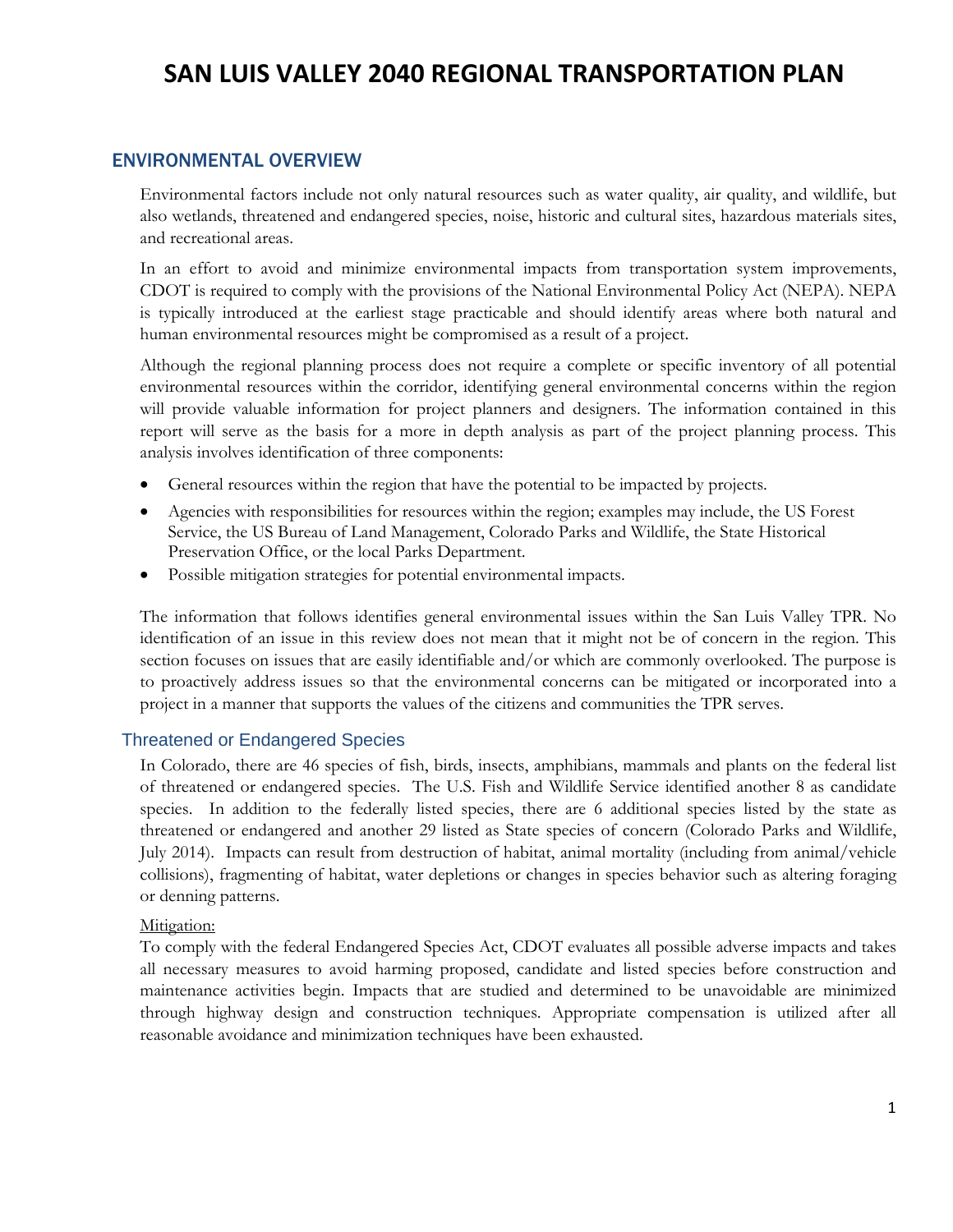# SAN LUIS VALLEY 2040 REGIONAL TRANSPORTATION PLAN

## ENVIRONMENTAL OVERVIEW

Environmental factors include not only natural resources such as water quality, air quality, and wildlife, but also wetlands, threatened and endangered species, noise, historic and cultural sites, hazardous materials sites, and recreational areas.

In an effort to avoid and minimize environmental impacts from transportation system improvements, CDOT is required to comply with the provisions of the National Environmental Policy Act (NEPA). NEPA is typically introduced at the earliest stage practicable and should identify areas where both natural and human environmental resources might be compromised as a result of a project.

Although the regional planning process does not require a complete or specific inventory of all potential environmental resources within the corridor, identifying general environmental concerns within the region will provide valuable information for project planners and designers. The information contained in this report will serve as the basis for a more in depth analysis as part of the project planning process. This analysis involves identification of three components:

- General resources within the region that have the potential to be impacted by projects.
- Agencies with responsibilities for resources within the region; examples may include, the US Forest Service, the US Bureau of Land Management, Colorado Parks and Wildlife, the State Historical Preservation Office, or the local Parks Department.
- Possible mitigation strategies for potential environmental impacts.

The information that follows identifies general environmental issues within the San Luis Valley TPR. No identification of an issue in this review does not mean that it might not be of concern in the region. This section focuses on issues that are easily identifiable and/or which are commonly overlooked. The purpose is to proactively address issues so that the environmental concerns can be mitigated or incorporated into a project in a manner that supports the values of the citizens and communities the TPR serves.

### Threatened or Endangered Species

In Colorado, there are 46 species of fish, birds, insects, amphibians, mammals and plants on the federal list of threatened or endangered species. The U.S. Fish and Wildlife Service identified another 8 as candidate species. In addition to the federally listed species, there are 6 additional species listed by the state as threatened or endangered and another 29 listed as State species of concern (Colorado Parks and Wildlife, July 2014). Impacts can result from destruction of habitat, animal mortality (including from animal/vehicle collisions), fragmenting of habitat, water depletions or changes in species behavior such as altering foraging or denning patterns.

Mitigation:

To comply with the federal Endangered Species Act, CDOT evaluates all possible adverse impacts and takes all necessary measures to avoid harming proposed, candidate and listed species before construction and maintenance activities begin. Impacts that are studied and determined to be unavoidable are minimized through highway design and construction techniques. Appropriate compensation is utilized after all reasonable avoidance and minimization techniques have been exhausted.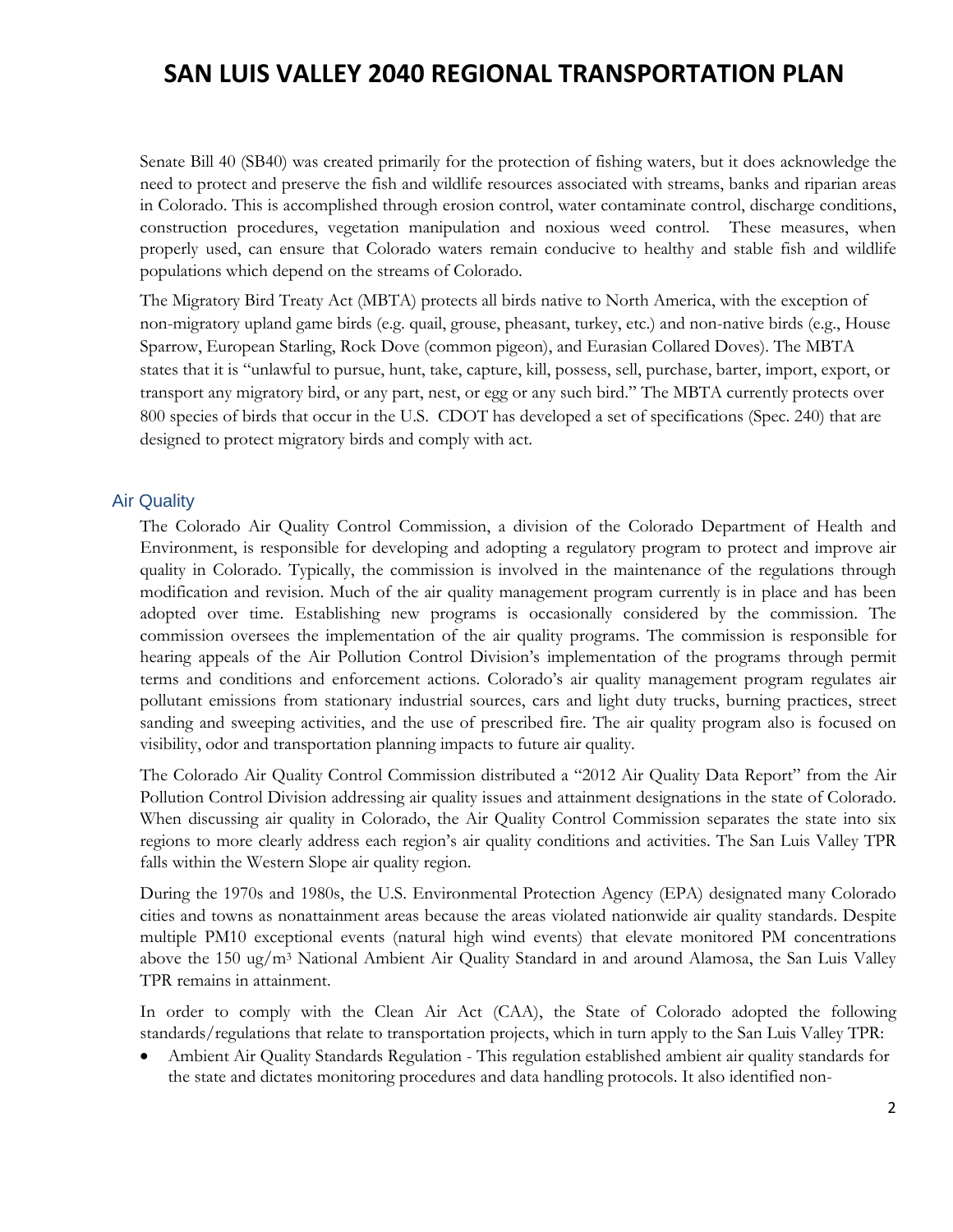Senate Bill 40 (SB40) was created primarily for the protection of fishing waters, but it does acknowledge the need to protect and preserve the fish and wildlife resources associated with streams, banks and riparian areas in Colorado. This is accomplished through erosion control, water contaminate control, discharge conditions, construction procedures, vegetation manipulation and noxious weed control. These measures, when properly used, can ensure that Colorado waters remain conducive to healthy and stable fish and wildlife populations which depend on the streams of Colorado.

The Migratory Bird Treaty Act (MBTA) protects all birds native to North America, with the exception of non-migratory upland game birds (e.g. quail, grouse, pheasant, turkey, etc.) and non-native birds (e.g., House Sparrow, European Starling, Rock Dove (common pigeon), and Eurasian Collared Doves). The MBTA states that it is "unlawful to pursue, hunt, take, capture, kill, possess, sell, purchase, barter, import, export, or transport any migratory bird, or any part, nest, or egg or any such bird." The MBTA currently protects over 800 species of birds that occur in the U.S. CDOT has developed a set of specifications (Spec. 240) that are designed to protect migratory birds and comply with act.

## Air Quality

The Colorado Air Quality Control Commission, a division of the Colorado Department of Health and Environment, is responsible for developing and adopting a regulatory program to protect and improve air quality in Colorado. Typically, the commission is involved in the maintenance of the regulations through modification and revision. Much of the air quality management program currently is in place and has been adopted over time. Establishing new programs is occasionally considered by the commission. The commission oversees the implementation of the air quality programs. The commission is responsible for hearing appeals of the Air Pollution Control Division's implementation of the programs through permit terms and conditions and enforcement actions. Colorado's air quality management program regulates air pollutant emissions from stationary industrial sources, cars and light duty trucks, burning practices, street sanding and sweeping activities, and the use of prescribed fire. The air quality program also is focused on visibility, odor and transportation planning impacts to future air quality.

The Colorado Air Quality Control Commission distributed a "2012 Air Quality Data Report" from the Air Pollution Control Division addressing air quality issues and attainment designations in the state of Colorado. When discussing air quality in Colorado, the Air Quality Control Commission separates the state into six regions to more clearly address each region's air quality conditions and activities. The San Luis Valley TPR falls within the Western Slope air quality region.

During the 1970s and 1980s, the U.S. Environmental Protection Agency (EPA) designated many Colorado cities and towns as nonattainment areas because the areas violated nationwide air quality standards. Despite multiple PM10 exceptional events (natural high wind events) that elevate monitored PM concentrations above the 150 ug/m$^3$ National Ambient Air Quality Standard in and around Alamosa, the San Luis Valley TPR remains in attainment.

In order to comply with the Clean Air Act (CAA), the State of Colorado adopted the following standards/regulations that relate to transportation projects, which in turn apply to the San Luis Valley TPR:

- Ambient Air Quality Standards Regulation - This regulation established ambient air quality standards for the state and dictates monitoring procedures and data handling protocols. It also identified non-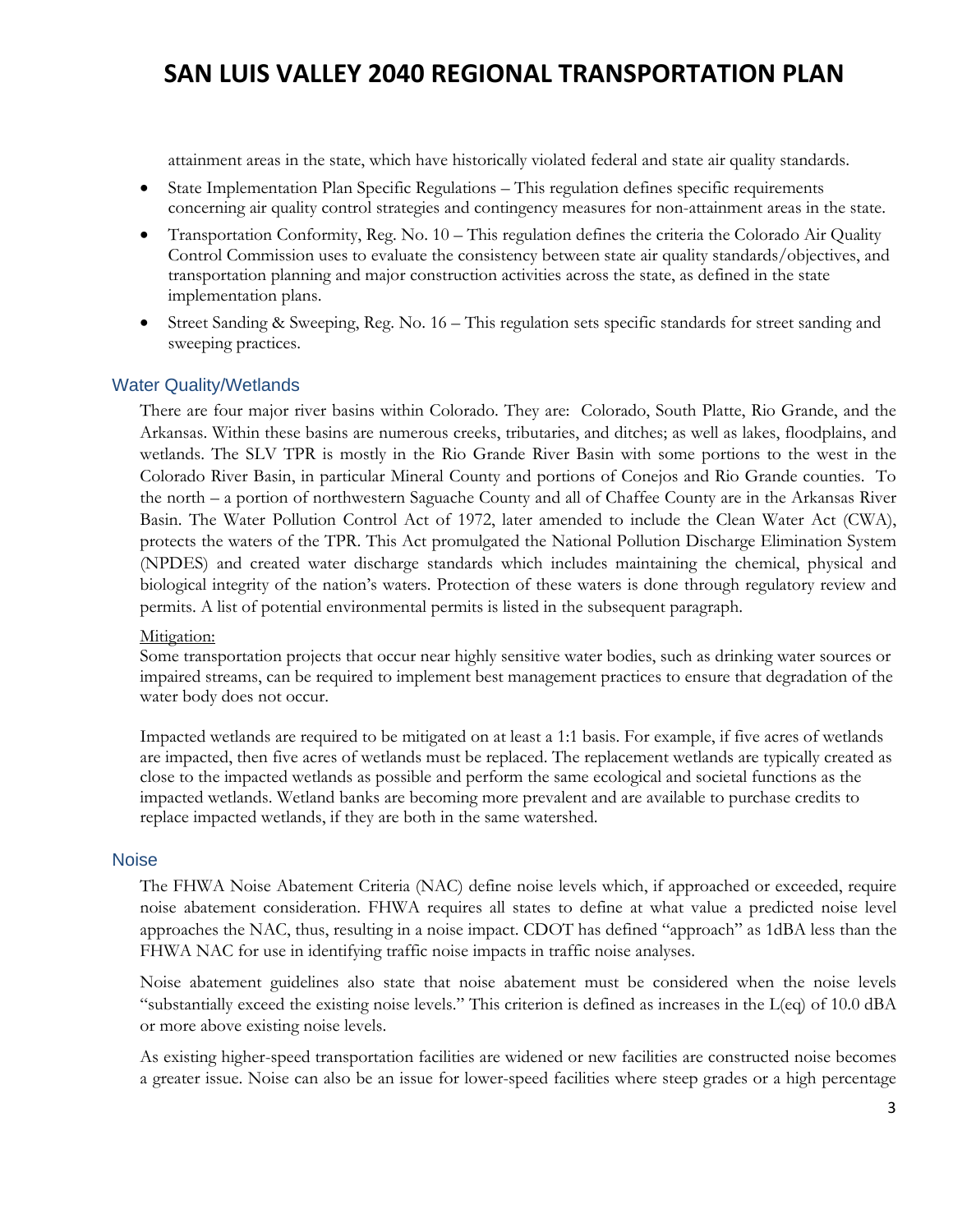attainment areas in the state, which have historically violated federal and state air quality standards.

- State Implementation Plan Specific Regulations – This regulation defines specific requirements concerning air quality control strategies and contingency measures for non-attainment areas in the state.
- Transportation Conformity, Reg. No. 10 – This regulation defines the criteria the Colorado Air Quality Control Commission uses to evaluate the consistency between state air quality standards/objectives, and transportation planning and major construction activities across the state, as defined in the state implementation plans.
- Street Sanding & Sweeping, Reg. No. 16 – This regulation sets specific standards for street sanding and sweeping practices.

## Water Quality/Wetlands

There are four major river basins within Colorado. They are: Colorado, South Platte, Rio Grande, and the Arkansas. Within these basins are numerous creeks, tributaries, and ditches; as well as lakes, floodplains, and wetlands. The SLV TPR is mostly in the Rio Grande River Basin with some portions to the west in the Colorado River Basin, in particular Mineral County and portions of Conejos and Rio Grande counties. To the north – a portion of northwestern Saguache County and all of Chaffee County are in the Arkansas River Basin. The Water Pollution Control Act of 1972, later amended to include the Clean Water Act (CWA), protects the waters of the TPR. This Act promulgated the National Pollution Discharge Elimination System (NPDES) and created water discharge standards which includes maintaining the chemical, physical and biological integrity of the nation's waters. Protection of these waters is done through regulatory review and permits. A list of potential environmental permits is listed in the subsequent paragraph.

Mitigation:

Some transportation projects that occur near highly sensitive water bodies, such as drinking water sources or impaired streams, can be required to implement best management practices to ensure that degradation of the water body does not occur.

Impacted wetlands are required to be mitigated on at least a 1:1 basis. For example, if five acres of wetlands are impacted, then five acres of wetlands must be replaced. The replacement wetlands are typically created as close to the impacted wetlands as possible and perform the same ecological and societal functions as the impacted wetlands. Wetland banks are becoming more prevalent and are available to purchase credits to replace impacted wetlands, if they are both in the same watershed.

## Noise

The FHWA Noise Abatement Criteria (NAC) define noise levels which, if approached or exceeded, require noise abatement consideration. FHWA requires all states to define at what value a predicted noise level approaches the NAC, thus, resulting in a noise impact. CDOT has defined "approach" as 1dBA less than the FHWA NAC for use in identifying traffic noise impacts in traffic noise analyses.

Noise abatement guidelines also state that noise abatement must be considered when the noise levels "substantially exceed the existing noise levels." This criterion is defined as increases in the L(eq) of 10.0 dBA or more above existing noise levels.

As existing higher-speed transportation facilities are widened or new facilities are constructed noise becomes a greater issue. Noise can also be an issue for lower-speed facilities where steep grades or a high percentage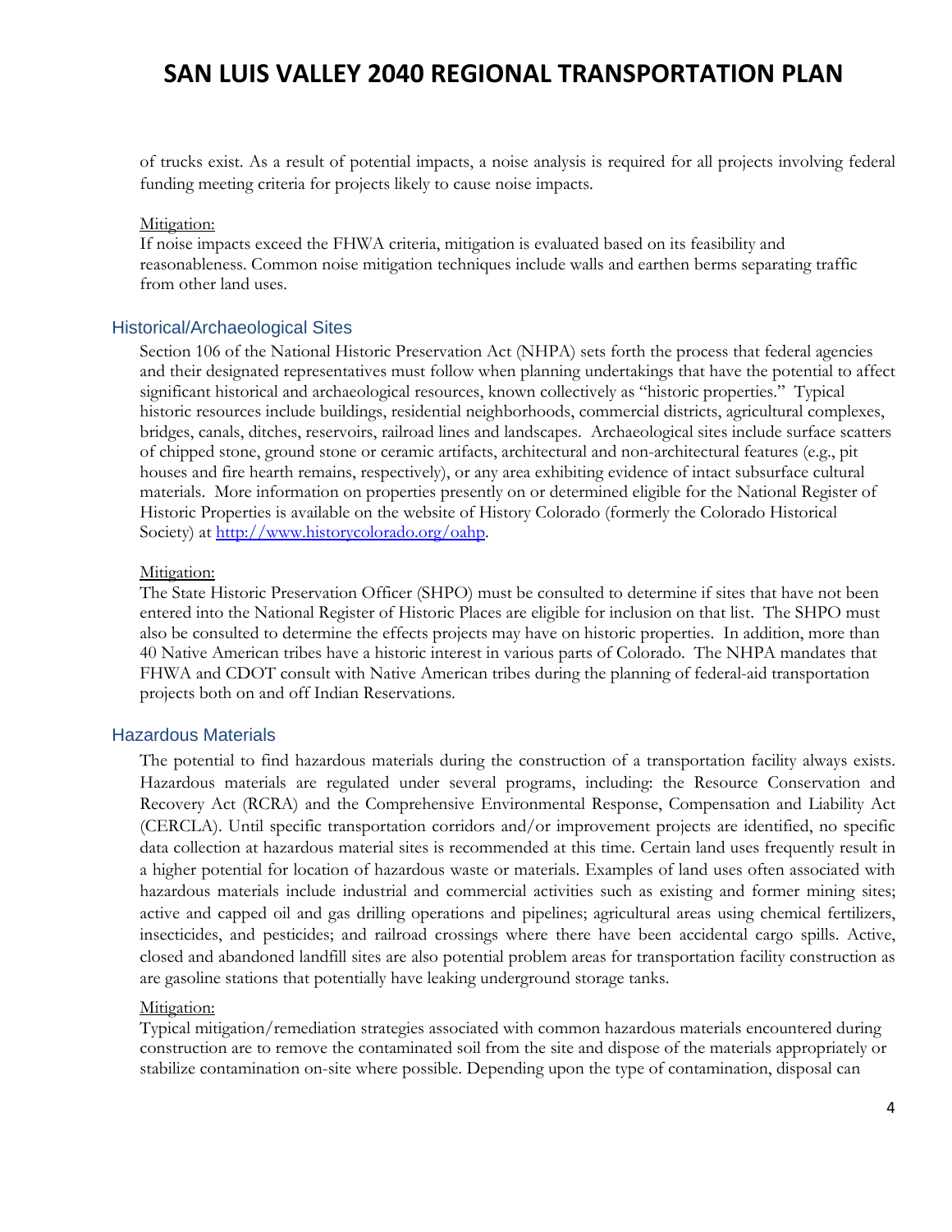of trucks exist. As a result of potential impacts, a noise analysis is required for all projects involving federal funding meeting criteria for projects likely to cause noise impacts.

Mitigation:
If noise impacts exceed the FHWA criteria, mitigation is evaluated based on its feasibility and reasonableness. Common noise mitigation techniques include walls and earthen berms separating traffic from other land uses.

## Historical/Archaeological Sites

Section 106 of the National Historic Preservation Act (NHPA) sets forth the process that federal agencies and their designated representatives must follow when planning undertakings that have the potential to affect significant historical and archaeological resources, known collectively as "historic properties." Typical historic resources include buildings, residential neighborhoods, commercial districts, agricultural complexes, bridges, canals, ditches, reservoirs, railroad lines and landscapes. Archaeological sites include surface scatters of chipped stone, ground stone or ceramic artifacts, architectural and non-architectural features (e.g., pit houses and fire hearth remains, respectively), or any area exhibiting evidence of intact subsurface cultural materials. More information on properties presently on or determined eligible for the National Register of Historic Properties is available on the website of History Colorado (formerly the Colorado Historical Society) at [http://www.historycolorado.org/oahp](http://www.historycolorado.org/oahp).

Mitigation:
The State Historic Preservation Officer (SHPO) must be consulted to determine if sites that have not been entered into the National Register of Historic Places are eligible for inclusion on that list. The SHPO must also be consulted to determine the effects projects may have on historic properties. In addition, more than 40 Native American tribes have a historic interest in various parts of Colorado. The NHPA mandates that FHWA and CDOT consult with Native American tribes during the planning of federal-aid transportation projects both on and off Indian Reservations.

## Hazardous Materials

The potential to find hazardous materials during the construction of a transportation facility always exists. Hazardous materials are regulated under several programs, including: the Resource Conservation and Recovery Act (RCRA) and the Comprehensive Environmental Response, Compensation and Liability Act (CERCLA). Until specific transportation corridors and/or improvement projects are identified, no specific data collection at hazardous material sites is recommended at this time. Certain land uses frequently result in a higher potential for location of hazardous waste or materials. Examples of land uses often associated with hazardous materials include industrial and commercial activities such as existing and former mining sites; active and capped oil and gas drilling operations and pipelines; agricultural areas using chemical fertilizers, insecticides, and pesticides; and railroad crossings where there have been accidental cargo spills. Active, closed and abandoned landfill sites are also potential problem areas for transportation facility construction as are gasoline stations that potentially have leaking underground storage tanks.

Mitigation:
Typical mitigation/remediation strategies associated with common hazardous materials encountered during construction are to remove the contaminated soil from the site and dispose of the materials appropriately or stabilize contamination on-site where possible. Depending upon the type of contamination, disposal can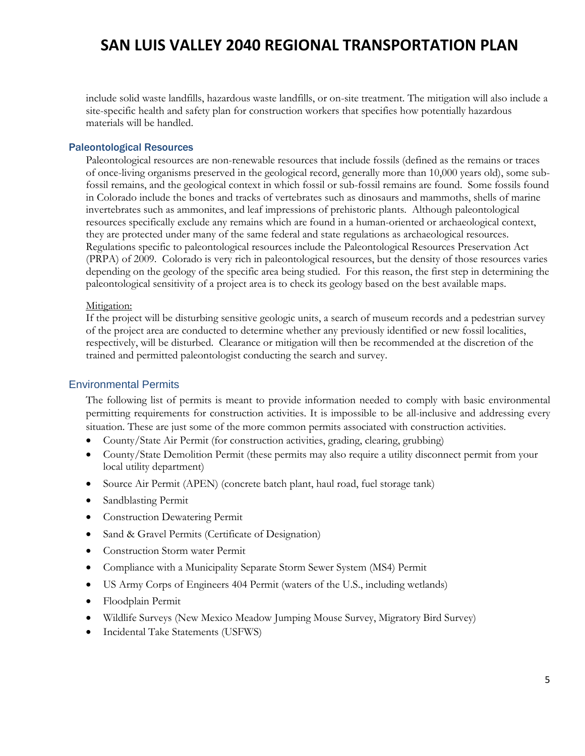include solid waste landfills, hazardous waste landfills, or on-site treatment. The mitigation will also include a site-specific health and safety plan for construction workers that specifies how potentially hazardous materials will be handled.

### Paleontological Resources

Paleontological resources are non-renewable resources that include fossils (defined as the remains or traces of once-living organisms preserved in the geological record, generally more than 10,000 years old), some sub-fossil remains, and the geological context in which fossil or sub-fossil remains are found. Some fossils found in Colorado include the bones and tracks of vertebrates such as dinosaurs and mammoths, shells of marine invertebrates such as ammonites, and leaf impressions of prehistoric plants. Although paleontological resources specifically exclude any remains which are found in a human-oriented or archaeological context, they are protected under many of the same federal and state regulations as archaeological resources. Regulations specific to paleontological resources include the Paleontological Resources Preservation Act (PRPA) of 2009. Colorado is very rich in paleontological resources, but the density of those resources varies depending on the geology of the specific area being studied. For this reason, the first step in determining the paleontological sensitivity of a project area is to check its geology based on the best available maps.

Mitigation:

If the project will be disturbing sensitive geologic units, a search of museum records and a pedestrian survey of the project area are conducted to determine whether any previously identified or new fossil localities, respectively, will be disturbed. Clearance or mitigation will then be recommended at the discretion of the trained and permitted paleontologist conducting the search and survey.

## Environmental Permits

The following list of permits is meant to provide information needed to comply with basic environmental permitting requirements for construction activities. It is impossible to be all-inclusive and addressing every situation. These are just some of the more common permits associated with construction activities.

- County/State Air Permit (for construction activities, grading, clearing, grubbing)
- County/State Demolition Permit (these permits may also require a utility disconnect permit from your local utility department)
- Source Air Permit (APEN) (concrete batch plant, haul road, fuel storage tank)
- Sandblasting Permit
- Construction Dewatering Permit
- Sand & Gravel Permits (Certificate of Designation)
- Construction Storm water Permit
- Compliance with a Municipality Separate Storm Sewer System (MS4) Permit
- US Army Corps of Engineers 404 Permit (waters of the U.S., including wetlands)
- Floodplain Permit
- Wildlife Surveys (New Mexico Meadow Jumping Mouse Survey, Migratory Bird Survey)
- Incidental Take Statements (USFWS)